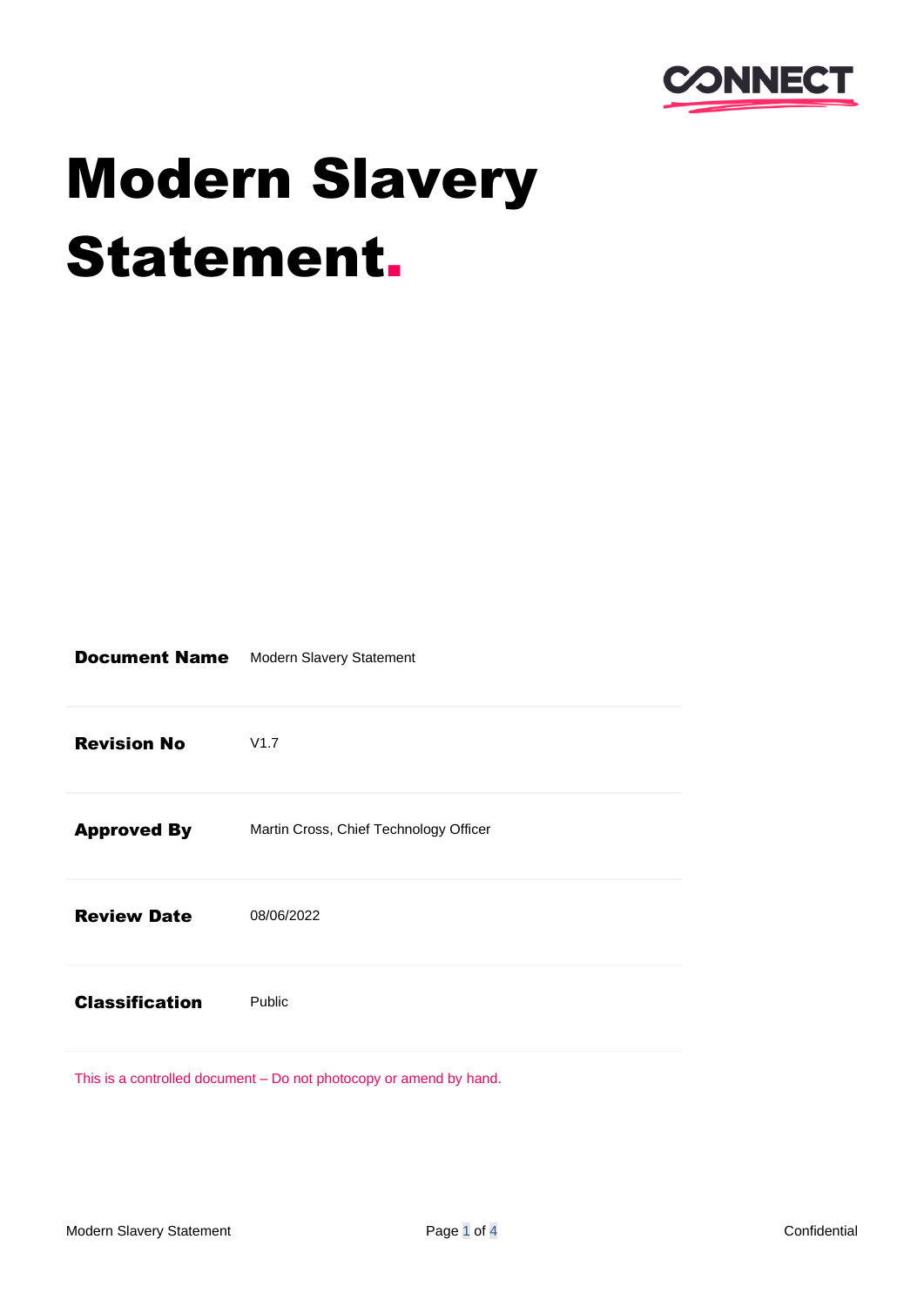# Modern Slavery Statement.

| Document Name | Modern Slavery Statement |
| --- | --- |
| Revision No | V1.7 |
| Approved By | Martin Cross, Chief Technology Officer |
| Review Date | 08/06/2022 |
| Classification | Public |

This is a controlled document – Do not photocopy or amend by hand.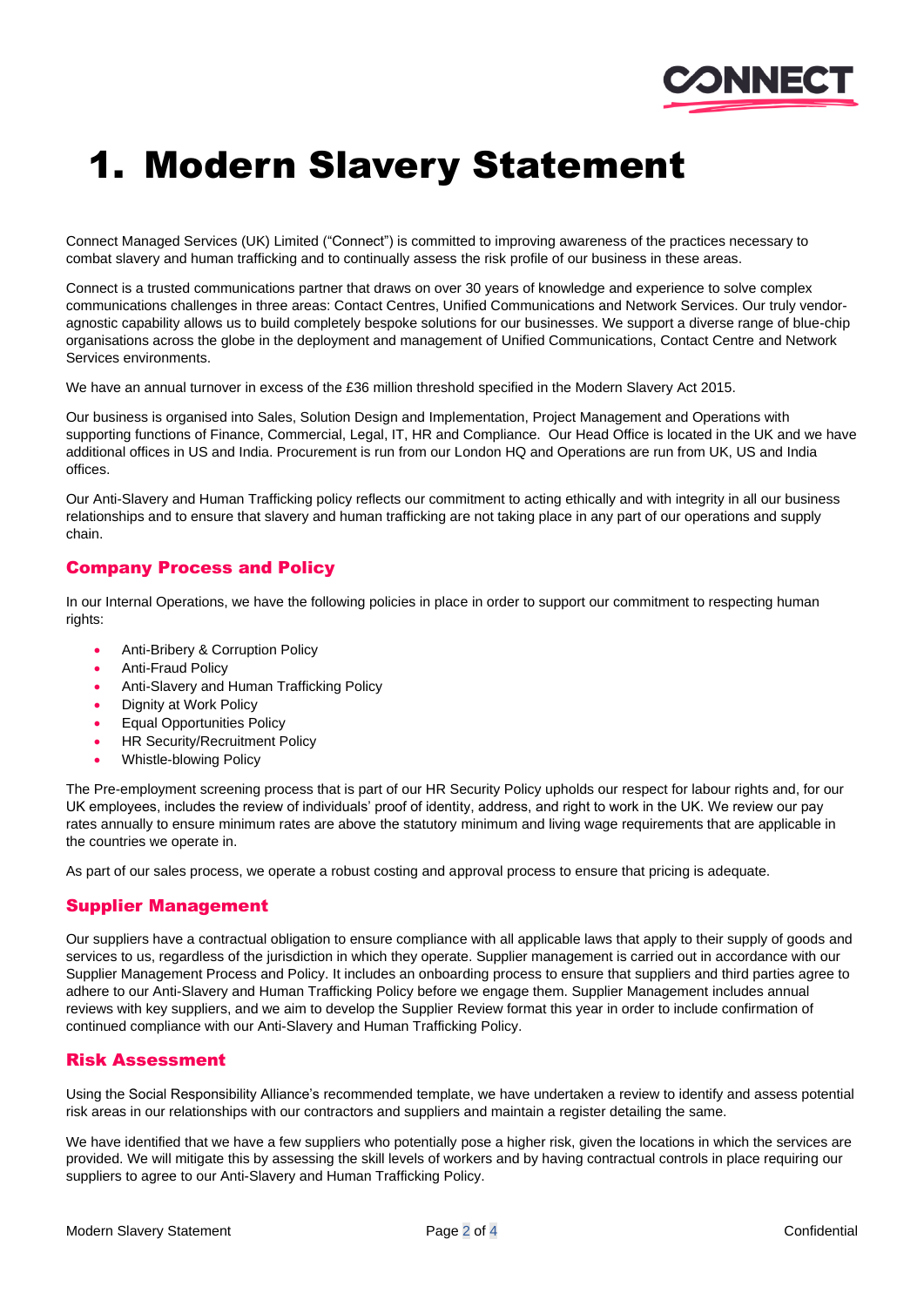# 1. Modern Slavery Statement

Connect Managed Services (UK) Limited ("Connect") is committed to improving awareness of the practices necessary to combat slavery and human trafficking and to continually assess the risk profile of our business in these areas.

Connect is a trusted communications partner that draws on over 30 years of knowledge and experience to solve complex communications challenges in three areas: Contact Centres, Unified Communications and Network Services. Our truly vendor-agnostic capability allows us to build completely bespoke solutions for our businesses. We support a diverse range of blue-chip organisations across the globe in the deployment and management of Unified Communications, Contact Centre and Network Services environments.

We have an annual turnover in excess of the £36 million threshold specified in the Modern Slavery Act 2015.

Our business is organised into Sales, Solution Design and Implementation, Project Management and Operations with supporting functions of Finance, Commercial, Legal, IT, HR and Compliance. Our Head Office is located in the UK and we have additional offices in US and India. Procurement is run from our London HQ and Operations are run from UK, US and India offices.

Our Anti-Slavery and Human Trafficking policy reflects our commitment to acting ethically and with integrity in all our business relationships and to ensure that slavery and human trafficking are not taking place in any part of our operations and supply chain.

## Company Process and Policy

In our Internal Operations, we have the following policies in place in order to support our commitment to respecting human rights:

- Anti-Bribery & Corruption Policy
- Anti-Fraud Policy
- Anti-Slavery and Human Trafficking Policy
- Dignity at Work Policy
- Equal Opportunities Policy
- HR Security/Recruitment Policy
- Whistle-blowing Policy

The Pre-employment screening process that is part of our HR Security Policy upholds our respect for labour rights and, for our UK employees, includes the review of individuals' proof of identity, address, and right to work in the UK. We review our pay rates annually to ensure minimum rates are above the statutory minimum and living wage requirements that are applicable in the countries we operate in.

As part of our sales process, we operate a robust costing and approval process to ensure that pricing is adequate.

## Supplier Management

Our suppliers have a contractual obligation to ensure compliance with all applicable laws that apply to their supply of goods and services to us, regardless of the jurisdiction in which they operate. Supplier management is carried out in accordance with our Supplier Management Process and Policy. It includes an onboarding process to ensure that suppliers and third parties agree to adhere to our Anti-Slavery and Human Trafficking Policy before we engage them. Supplier Management includes annual reviews with key suppliers, and we aim to develop the Supplier Review format this year in order to include confirmation of continued compliance with our Anti-Slavery and Human Trafficking Policy.

## Risk Assessment

Using the Social Responsibility Alliance's recommended template, we have undertaken a review to identify and assess potential risk areas in our relationships with our contractors and suppliers and maintain a register detailing the same.

We have identified that we have a few suppliers who potentially pose a higher risk, given the locations in which the services are provided. We will mitigate this by assessing the skill levels of workers and by having contractual controls in place requiring our suppliers to agree to our Anti-Slavery and Human Trafficking Policy.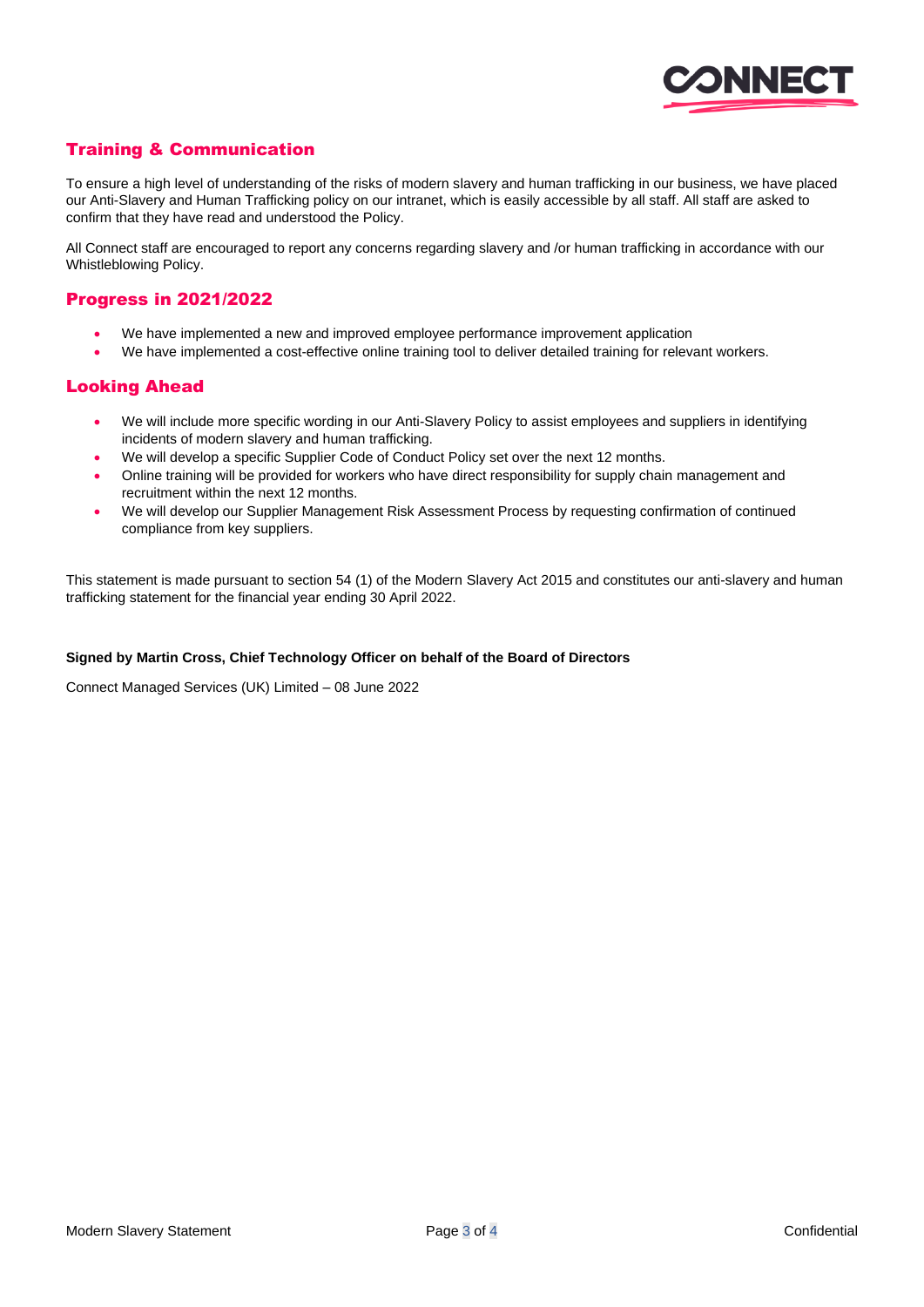## Training & Communication

To ensure a high level of understanding of the risks of modern slavery and human trafficking in our business, we have placed our Anti-Slavery and Human Trafficking policy on our intranet, which is easily accessible by all staff. All staff are asked to confirm that they have read and understood the Policy.

All Connect staff are encouraged to report any concerns regarding slavery and /or human trafficking in accordance with our Whistleblowing Policy.

## Progress in 2021/2022

- We have implemented a new and improved employee performance improvement application
- We have implemented a cost-effective online training tool to deliver detailed training for relevant workers.

## Looking Ahead

- We will include more specific wording in our Anti-Slavery Policy to assist employees and suppliers in identifying incidents of modern slavery and human trafficking.
- We will develop a specific Supplier Code of Conduct Policy set over the next 12 months.
- Online training will be provided for workers who have direct responsibility for supply chain management and recruitment within the next 12 months.
- We will develop our Supplier Management Risk Assessment Process by requesting confirmation of continued compliance from key suppliers.

This statement is made pursuant to section 54 (1) of the Modern Slavery Act 2015 and constitutes our anti-slavery and human trafficking statement for the financial year ending 30 April 2022.

**Signed by Martin Cross, Chief Technology Officer on behalf of the Board of Directors**

Connect Managed Services (UK) Limited – 08 June 2022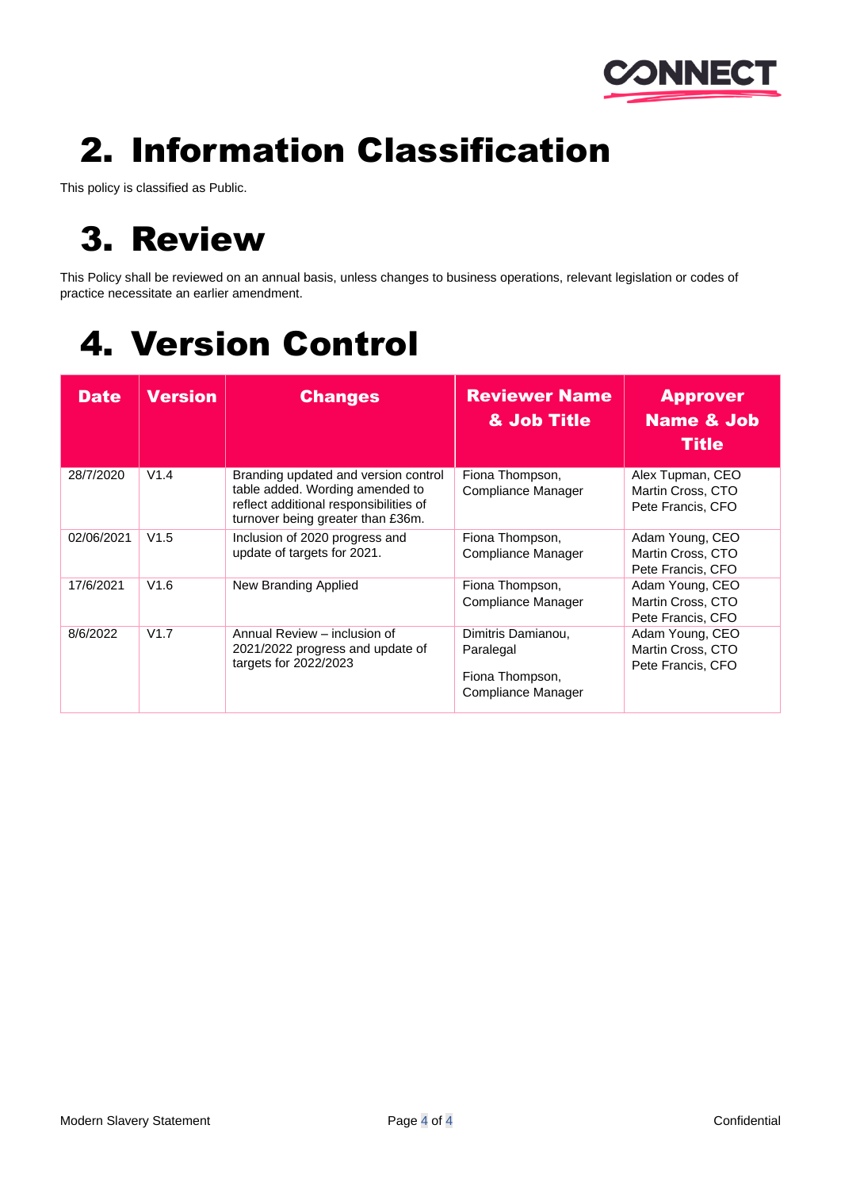# 2. Information Classification

This policy is classified as Public.

# 3. Review

This Policy shall be reviewed on an annual basis, unless changes to business operations, relevant legislation or codes of practice necessitate an earlier amendment.

# 4. Version Control

| Date | Version | Changes | Reviewer Name & Job Title | Approver Name & Job Title |
|---|---|---|---|---|
| 28/7/2020 | V1.4 | Branding updated and version control table added. Wording amended to reflect additional responsibilities of turnover being greater than £36m. | Fiona Thompson, Compliance Manager | Alex Tupman, CEO<br>Martin Cross, CTO<br>Pete Francis, CFO |
| 02/06/2021 | V1.5 | Inclusion of 2020 progress and update of targets for 2021. | Fiona Thompson, Compliance Manager | Adam Young, CEO<br>Martin Cross, CTO<br>Pete Francis, CFO |
| 17/6/2021 | V1.6 | New Branding Applied | Fiona Thompson, Compliance Manager | Adam Young, CEO<br>Martin Cross, CTO<br>Pete Francis, CFO |
| 8/6/2022 | V1.7 | Annual Review – inclusion of 2021/2022 progress and update of targets for 2022/2023 | Dimitris Damianou, Paralegal<br><br>Fiona Thompson, Compliance Manager | Adam Young, CEO<br>Martin Cross, CTO<br>Pete Francis, CFO |